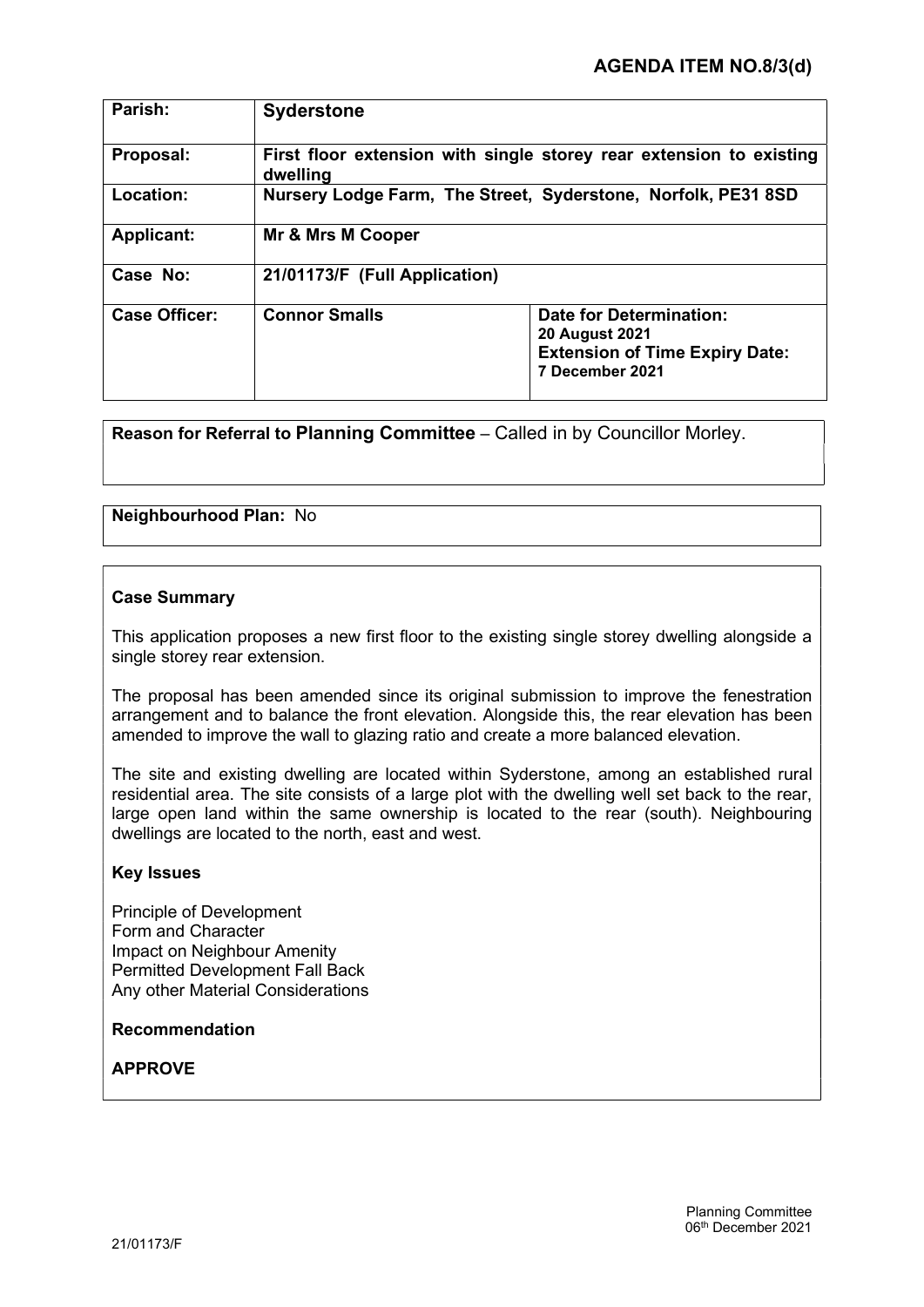## AGENDA ITEM NO.8/3(d)

| | | |
|---|---|---|
| **Parish:** | **Syderstone** | |
| **Proposal:** | **First floor extension with single storey rear extension to existing dwelling** | |
| **Location:** | **Nursery Lodge Farm, The Street, Syderstone, Norfolk, PE31 8SD** | |
| **Applicant:** | **Mr & Mrs M Cooper** | |
| **Case No:** | **21/01173/F (Full Application)** | |
| **Case Officer:** | **Connor Smalls** | **Date for Determination:** **20 August 2021** **Extension of Time Expiry Date:** **7 December 2021** |

**Reason for Referral to Planning Committee** – Called in by Councillor Morley.

**Neighbourhood Plan:** No

**Case Summary**

This application proposes a new first floor to the existing single storey dwelling alongside a single storey rear extension.

The proposal has been amended since its original submission to improve the fenestration arrangement and to balance the front elevation. Alongside this, the rear elevation has been amended to improve the wall to glazing ratio and create a more balanced elevation.

The site and existing dwelling are located within Syderstone, among an established rural residential area. The site consists of a large plot with the dwelling well set back to the rear, large open land within the same ownership is located to the rear (south). Neighbouring dwellings are located to the north, east and west.

**Key Issues**

Principle of Development
Form and Character
Impact on Neighbour Amenity
Permitted Development Fall Back
Any other Material Considerations

**Recommendation**

**APPROVE**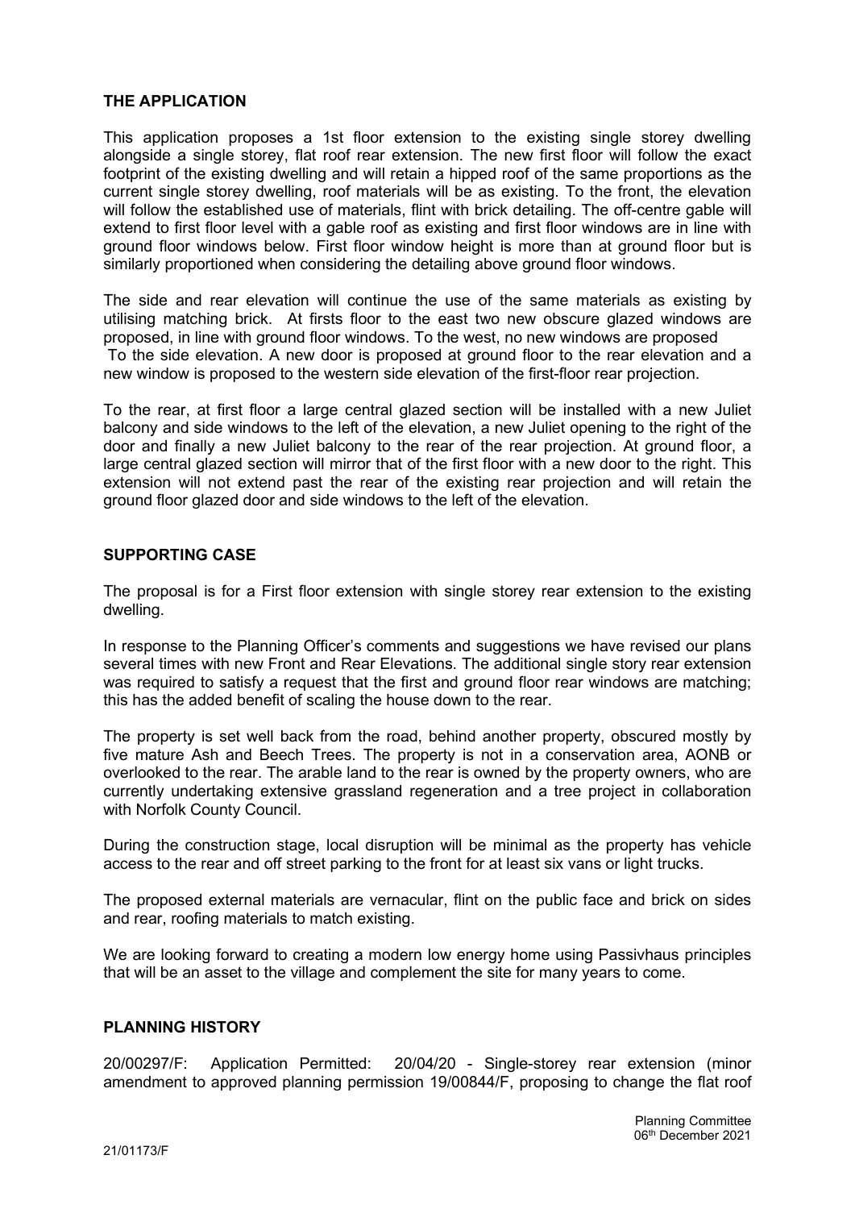## THE APPLICATION

This application proposes a 1st floor extension to the existing single storey dwelling alongside a single storey, flat roof rear extension. The new first floor will follow the exact footprint of the existing dwelling and will retain a hipped roof of the same proportions as the current single storey dwelling, roof materials will be as existing. To the front, the elevation will follow the established use of materials, flint with brick detailing. The off-centre gable will extend to first floor level with a gable roof as existing and first floor windows are in line with ground floor windows below. First floor window height is more than at ground floor but is similarly proportioned when considering the detailing above ground floor windows.

The side and rear elevation will continue the use of the same materials as existing by utilising matching brick. At firsts floor to the east two new obscure glazed windows are proposed, in line with ground floor windows. To the west, no new windows are proposed To the side elevation. A new door is proposed at ground floor to the rear elevation and a new window is proposed to the western side elevation of the first-floor rear projection.

To the rear, at first floor a large central glazed section will be installed with a new Juliet balcony and side windows to the left of the elevation, a new Juliet opening to the right of the door and finally a new Juliet balcony to the rear of the rear projection. At ground floor, a large central glazed section will mirror that of the first floor with a new door to the right. This extension will not extend past the rear of the existing rear projection and will retain the ground floor glazed door and side windows to the left of the elevation.

## SUPPORTING CASE

The proposal is for a First floor extension with single storey rear extension to the existing dwelling.

In response to the Planning Officer's comments and suggestions we have revised our plans several times with new Front and Rear Elevations. The additional single story rear extension was required to satisfy a request that the first and ground floor rear windows are matching; this has the added benefit of scaling the house down to the rear.

The property is set well back from the road, behind another property, obscured mostly by five mature Ash and Beech Trees. The property is not in a conservation area, AONB or overlooked to the rear. The arable land to the rear is owned by the property owners, who are currently undertaking extensive grassland regeneration and a tree project in collaboration with Norfolk County Council.

During the construction stage, local disruption will be minimal as the property has vehicle access to the rear and off street parking to the front for at least six vans or light trucks.

The proposed external materials are vernacular, flint on the public face and brick on sides and rear, roofing materials to match existing.

We are looking forward to creating a modern low energy home using Passivhaus principles that will be an asset to the village and complement the site for many years to come.

## PLANNING HISTORY

20/00297/F: Application Permitted: 20/04/20 - Single-storey rear extension (minor amendment to approved planning permission 19/00844/F, proposing to change the flat roof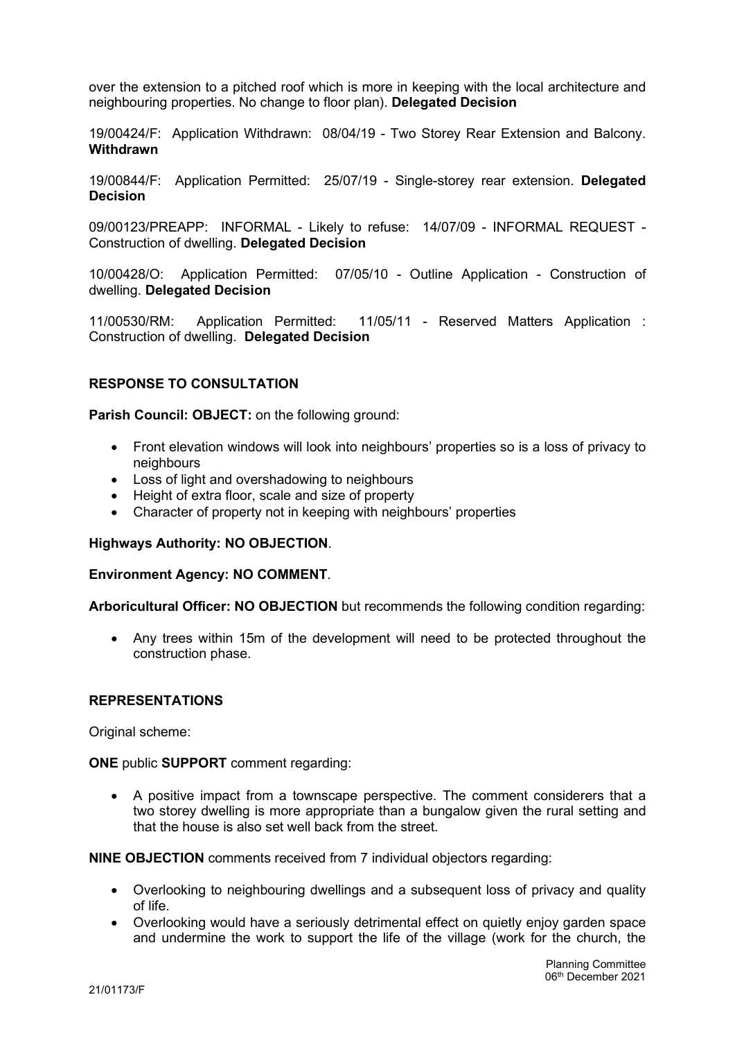over the extension to a pitched roof which is more in keeping with the local architecture and neighbouring properties. No change to floor plan). **Delegated Decision**

19/00424/F: Application Withdrawn: 08/04/19 - Two Storey Rear Extension and Balcony. **Withdrawn**

19/00844/F: Application Permitted: 25/07/19 - Single-storey rear extension. **Delegated Decision**

09/00123/PREAPP: INFORMAL - Likely to refuse: 14/07/09 - INFORMAL REQUEST - Construction of dwelling. **Delegated Decision**

10/00428/O: Application Permitted: 07/05/10 - Outline Application - Construction of dwelling. **Delegated Decision**

11/00530/RM: Application Permitted: 11/05/11 - Reserved Matters Application : Construction of dwelling. **Delegated Decision**

## RESPONSE TO CONSULTATION

**Parish Council: OBJECT:** on the following ground:

- Front elevation windows will look into neighbours' properties so is a loss of privacy to neighbours
- Loss of light and overshadowing to neighbours
- Height of extra floor, scale and size of property
- Character of property not in keeping with neighbours' properties

**Highways Authority: NO OBJECTION**.

**Environment Agency: NO COMMENT**.

**Arboricultural Officer: NO OBJECTION** but recommends the following condition regarding:

- Any trees within 15m of the development will need to be protected throughout the construction phase.

## REPRESENTATIONS

Original scheme:

**ONE** public **SUPPORT** comment regarding:

- A positive impact from a townscape perspective. The comment considerers that a two storey dwelling is more appropriate than a bungalow given the rural setting and that the house is also set well back from the street.

**NINE OBJECTION** comments received from 7 individual objectors regarding:

- Overlooking to neighbouring dwellings and a subsequent loss of privacy and quality of life.
- Overlooking would have a seriously detrimental effect on quietly enjoy garden space and undermine the work to support the life of the village (work for the church, the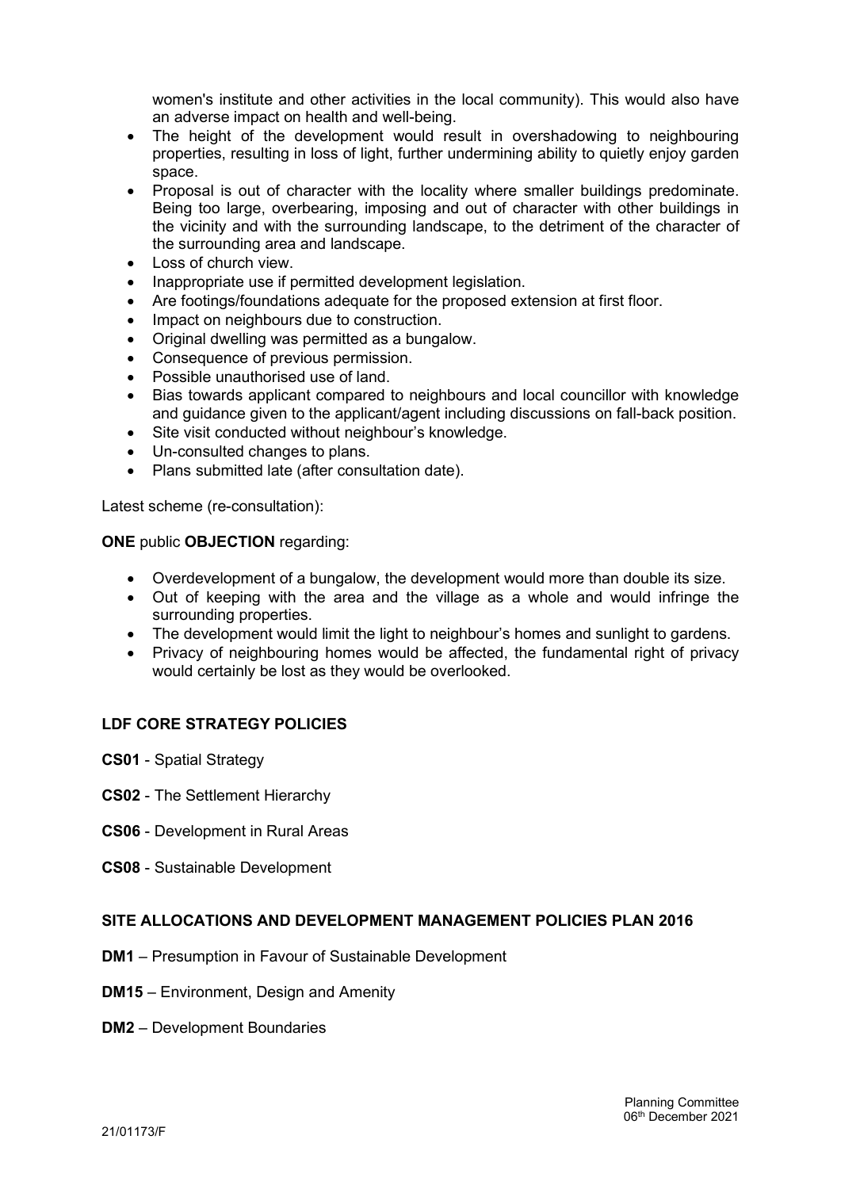women's institute and other activities in the local community). This would also have an adverse impact on health and well-being.

- The height of the development would result in overshadowing to neighbouring properties, resulting in loss of light, further undermining ability to quietly enjoy garden space.
- Proposal is out of character with the locality where smaller buildings predominate. Being too large, overbearing, imposing and out of character with other buildings in the vicinity and with the surrounding landscape, to the detriment of the character of the surrounding area and landscape.
- Loss of church view.
- Inappropriate use if permitted development legislation.
- Are footings/foundations adequate for the proposed extension at first floor.
- Impact on neighbours due to construction.
- Original dwelling was permitted as a bungalow.
- Consequence of previous permission.
- Possible unauthorised use of land.
- Bias towards applicant compared to neighbours and local councillor with knowledge and guidance given to the applicant/agent including discussions on fall-back position.
- Site visit conducted without neighbour's knowledge.
- Un-consulted changes to plans.
- Plans submitted late (after consultation date).

Latest scheme (re-consultation):

**ONE** public **OBJECTION** regarding:

- Overdevelopment of a bungalow, the development would more than double its size.
- Out of keeping with the area and the village as a whole and would infringe the surrounding properties.
- The development would limit the light to neighbour's homes and sunlight to gardens.
- Privacy of neighbouring homes would be affected, the fundamental right of privacy would certainly be lost as they would be overlooked.

## LDF CORE STRATEGY POLICIES

**CS01** - Spatial Strategy

**CS02** - The Settlement Hierarchy

**CS06** - Development in Rural Areas

**CS08** - Sustainable Development

## SITE ALLOCATIONS AND DEVELOPMENT MANAGEMENT POLICIES PLAN 2016

**DM1** – Presumption in Favour of Sustainable Development

**DM15** – Environment, Design and Amenity

**DM2** – Development Boundaries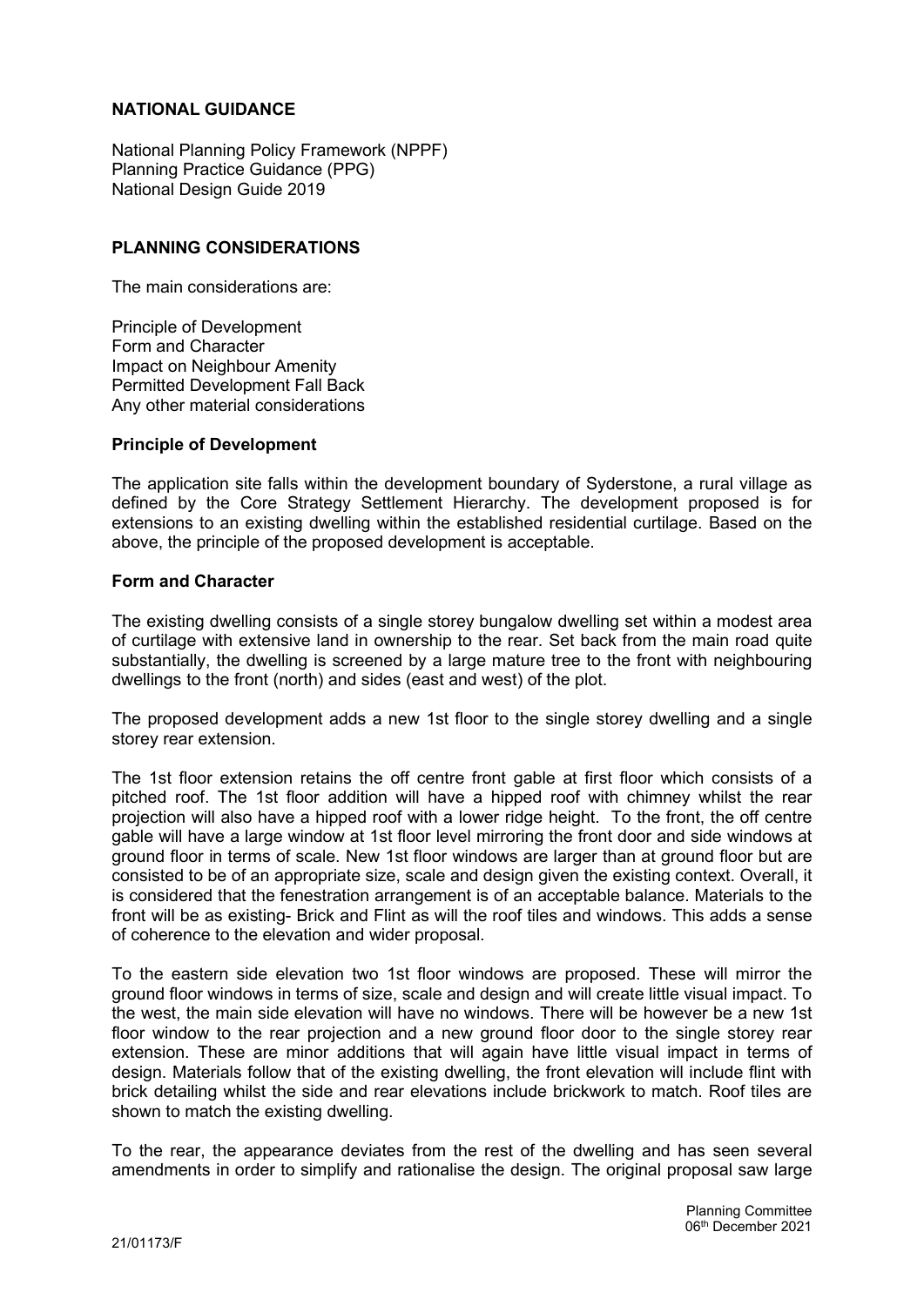## NATIONAL GUIDANCE

National Planning Policy Framework (NPPF)
Planning Practice Guidance (PPG)
National Design Guide 2019

## PLANNING CONSIDERATIONS

The main considerations are:

Principle of Development
Form and Character
Impact on Neighbour Amenity
Permitted Development Fall Back
Any other material considerations

### Principle of Development

The application site falls within the development boundary of Syderstone, a rural village as defined by the Core Strategy Settlement Hierarchy. The development proposed is for extensions to an existing dwelling within the established residential curtilage. Based on the above, the principle of the proposed development is acceptable.

### Form and Character

The existing dwelling consists of a single storey bungalow dwelling set within a modest area of curtilage with extensive land in ownership to the rear. Set back from the main road quite substantially, the dwelling is screened by a large mature tree to the front with neighbouring dwellings to the front (north) and sides (east and west) of the plot.

The proposed development adds a new 1st floor to the single storey dwelling and a single storey rear extension.

The 1st floor extension retains the off centre front gable at first floor which consists of a pitched roof. The 1st floor addition will have a hipped roof with chimney whilst the rear projection will also have a hipped roof with a lower ridge height. To the front, the off centre gable will have a large window at 1st floor level mirroring the front door and side windows at ground floor in terms of scale. New 1st floor windows are larger than at ground floor but are consisted to be of an appropriate size, scale and design given the existing context. Overall, it is considered that the fenestration arrangement is of an acceptable balance. Materials to the front will be as existing- Brick and Flint as will the roof tiles and windows. This adds a sense of coherence to the elevation and wider proposal.

To the eastern side elevation two 1st floor windows are proposed. These will mirror the ground floor windows in terms of size, scale and design and will create little visual impact. To the west, the main side elevation will have no windows. There will be however be a new 1st floor window to the rear projection and a new ground floor door to the single storey rear extension. These are minor additions that will again have little visual impact in terms of design. Materials follow that of the existing dwelling, the front elevation will include flint with brick detailing whilst the side and rear elevations include brickwork to match. Roof tiles are shown to match the existing dwelling.

To the rear, the appearance deviates from the rest of the dwelling and has seen several amendments in order to simplify and rationalise the design. The original proposal saw large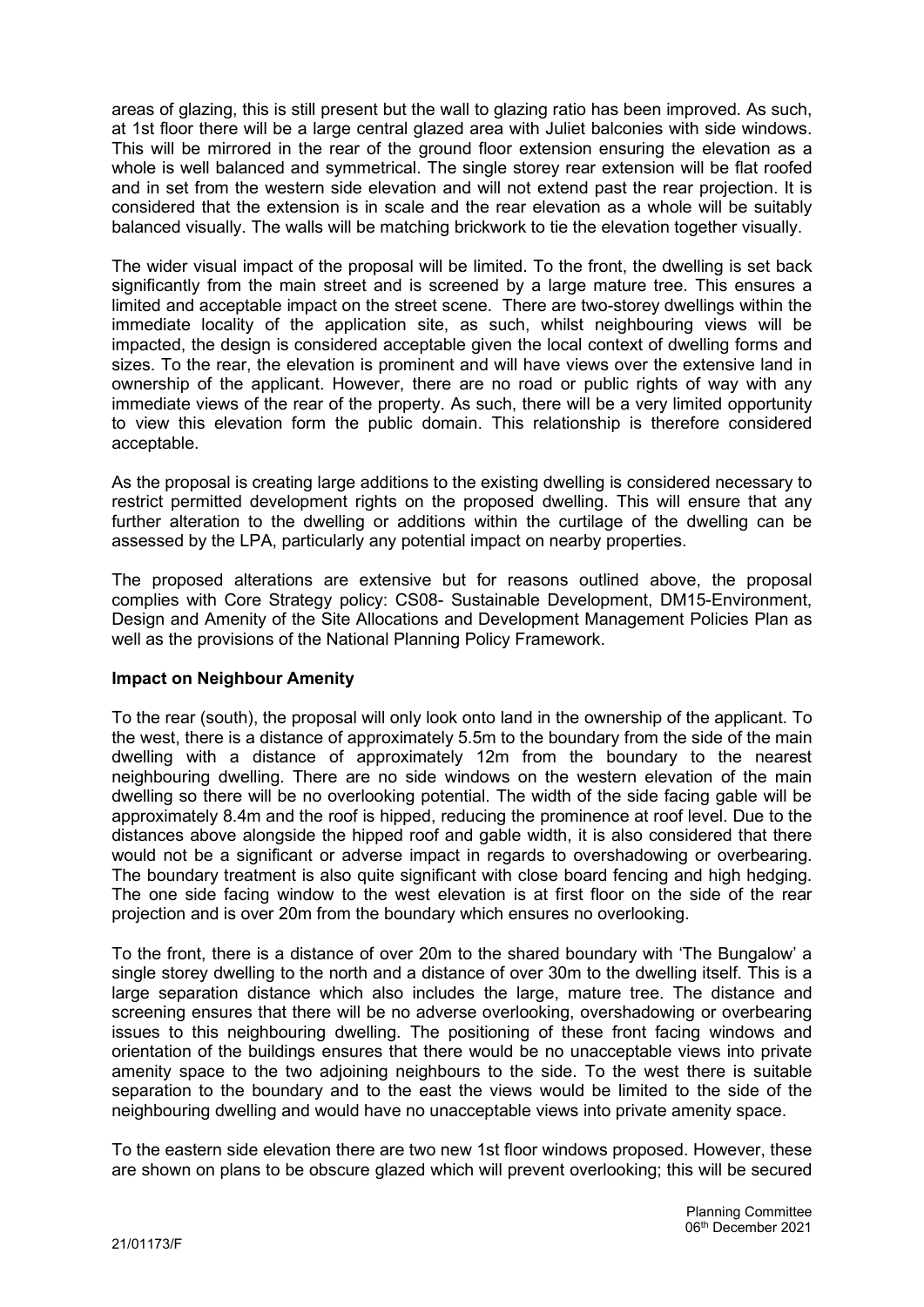areas of glazing, this is still present but the wall to glazing ratio has been improved. As such, at 1st floor there will be a large central glazed area with Juliet balconies with side windows. This will be mirrored in the rear of the ground floor extension ensuring the elevation as a whole is well balanced and symmetrical. The single storey rear extension will be flat roofed and in set from the western side elevation and will not extend past the rear projection. It is considered that the extension is in scale and the rear elevation as a whole will be suitably balanced visually. The walls will be matching brickwork to tie the elevation together visually.

The wider visual impact of the proposal will be limited. To the front, the dwelling is set back significantly from the main street and is screened by a large mature tree. This ensures a limited and acceptable impact on the street scene. There are two-storey dwellings within the immediate locality of the application site, as such, whilst neighbouring views will be impacted, the design is considered acceptable given the local context of dwelling forms and sizes. To the rear, the elevation is prominent and will have views over the extensive land in ownership of the applicant. However, there are no road or public rights of way with any immediate views of the rear of the property. As such, there will be a very limited opportunity to view this elevation form the public domain. This relationship is therefore considered acceptable.

As the proposal is creating large additions to the existing dwelling is considered necessary to restrict permitted development rights on the proposed dwelling. This will ensure that any further alteration to the dwelling or additions within the curtilage of the dwelling can be assessed by the LPA, particularly any potential impact on nearby properties.

The proposed alterations are extensive but for reasons outlined above, the proposal complies with Core Strategy policy: CS08- Sustainable Development, DM15-Environment, Design and Amenity of the Site Allocations and Development Management Policies Plan as well as the provisions of the National Planning Policy Framework.

**Impact on Neighbour Amenity**

To the rear (south), the proposal will only look onto land in the ownership of the applicant. To the west, there is a distance of approximately 5.5m to the boundary from the side of the main dwelling with a distance of approximately 12m from the boundary to the nearest neighbouring dwelling. There are no side windows on the western elevation of the main dwelling so there will be no overlooking potential. The width of the side facing gable will be approximately 8.4m and the roof is hipped, reducing the prominence at roof level. Due to the distances above alongside the hipped roof and gable width, it is also considered that there would not be a significant or adverse impact in regards to overshadowing or overbearing. The boundary treatment is also quite significant with close board fencing and high hedging. The one side facing window to the west elevation is at first floor on the side of the rear projection and is over 20m from the boundary which ensures no overlooking.

To the front, there is a distance of over 20m to the shared boundary with 'The Bungalow' a single storey dwelling to the north and a distance of over 30m to the dwelling itself. This is a large separation distance which also includes the large, mature tree. The distance and screening ensures that there will be no adverse overlooking, overshadowing or overbearing issues to this neighbouring dwelling. The positioning of these front facing windows and orientation of the buildings ensures that there would be no unacceptable views into private amenity space to the two adjoining neighbours to the side. To the west there is suitable separation to the boundary and to the east the views would be limited to the side of the neighbouring dwelling and would have no unacceptable views into private amenity space.

To the eastern side elevation there are two new 1st floor windows proposed. However, these are shown on plans to be obscure glazed which will prevent overlooking; this will be secured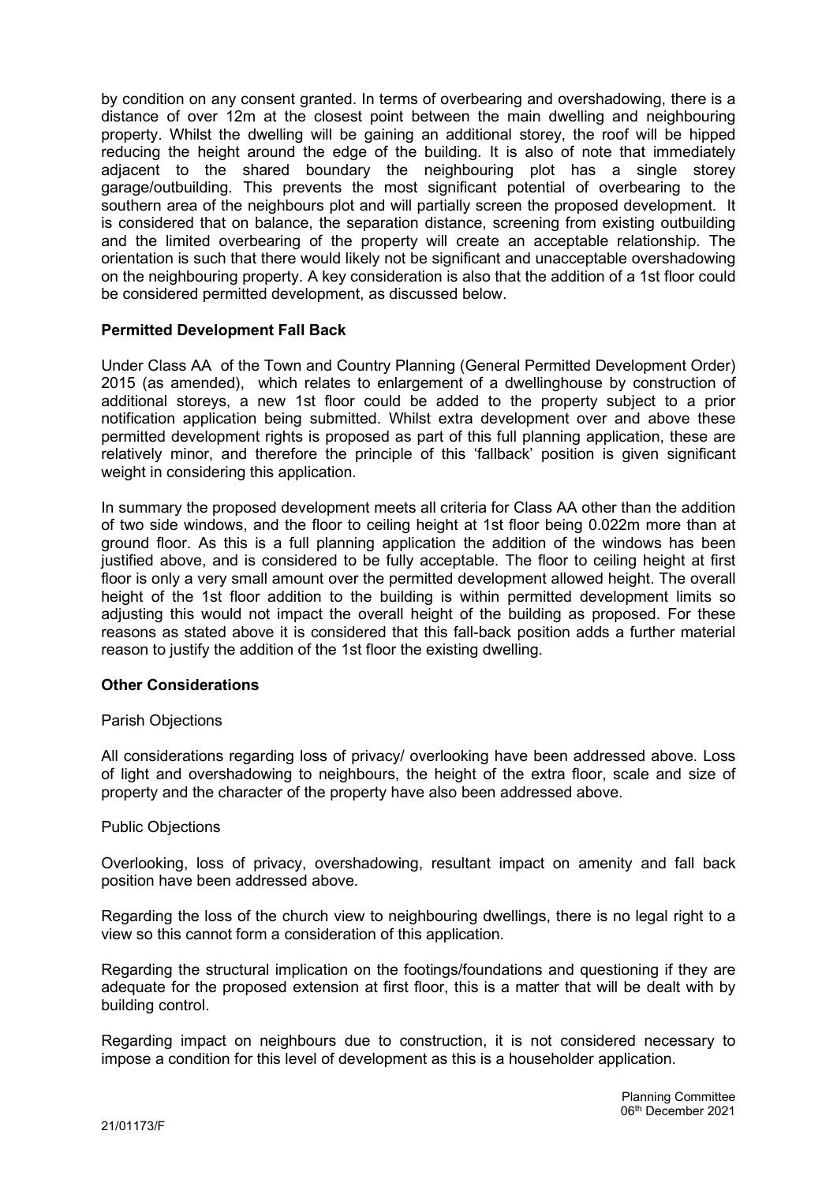by condition on any consent granted. In terms of overbearing and overshadowing, there is a distance of over 12m at the closest point between the main dwelling and neighbouring property. Whilst the dwelling will be gaining an additional storey, the roof will be hipped reducing the height around the edge of the building. It is also of note that immediately adjacent to the shared boundary the neighbouring plot has a single storey garage/outbuilding. This prevents the most significant potential of overbearing to the southern area of the neighbours plot and will partially screen the proposed development. It is considered that on balance, the separation distance, screening from existing outbuilding and the limited overbearing of the property will create an acceptable relationship. The orientation is such that there would likely not be significant and unacceptable overshadowing on the neighbouring property. A key consideration is also that the addition of a 1st floor could be considered permitted development, as discussed below.

**Permitted Development Fall Back**

Under Class AA of the Town and Country Planning (General Permitted Development Order) 2015 (as amended), which relates to enlargement of a dwellinghouse by construction of additional storeys, a new 1st floor could be added to the property subject to a prior notification application being submitted. Whilst extra development over and above these permitted development rights is proposed as part of this full planning application, these are relatively minor, and therefore the principle of this 'fallback' position is given significant weight in considering this application.

In summary the proposed development meets all criteria for Class AA other than the addition of two side windows, and the floor to ceiling height at 1st floor being 0.022m more than at ground floor. As this is a full planning application the addition of the windows has been justified above, and is considered to be fully acceptable. The floor to ceiling height at first floor is only a very small amount over the permitted development allowed height. The overall height of the 1st floor addition to the building is within permitted development limits so adjusting this would not impact the overall height of the building as proposed. For these reasons as stated above it is considered that this fall-back position adds a further material reason to justify the addition of the 1st floor the existing dwelling.

**Other Considerations**

Parish Objections

All considerations regarding loss of privacy/ overlooking have been addressed above. Loss of light and overshadowing to neighbours, the height of the extra floor, scale and size of property and the character of the property have also been addressed above.

Public Objections

Overlooking, loss of privacy, overshadowing, resultant impact on amenity and fall back position have been addressed above.

Regarding the loss of the church view to neighbouring dwellings, there is no legal right to a view so this cannot form a consideration of this application.

Regarding the structural implication on the footings/foundations and questioning if they are adequate for the proposed extension at first floor, this is a matter that will be dealt with by building control.

Regarding impact on neighbours due to construction, it is not considered necessary to impose a condition for this level of development as this is a householder application.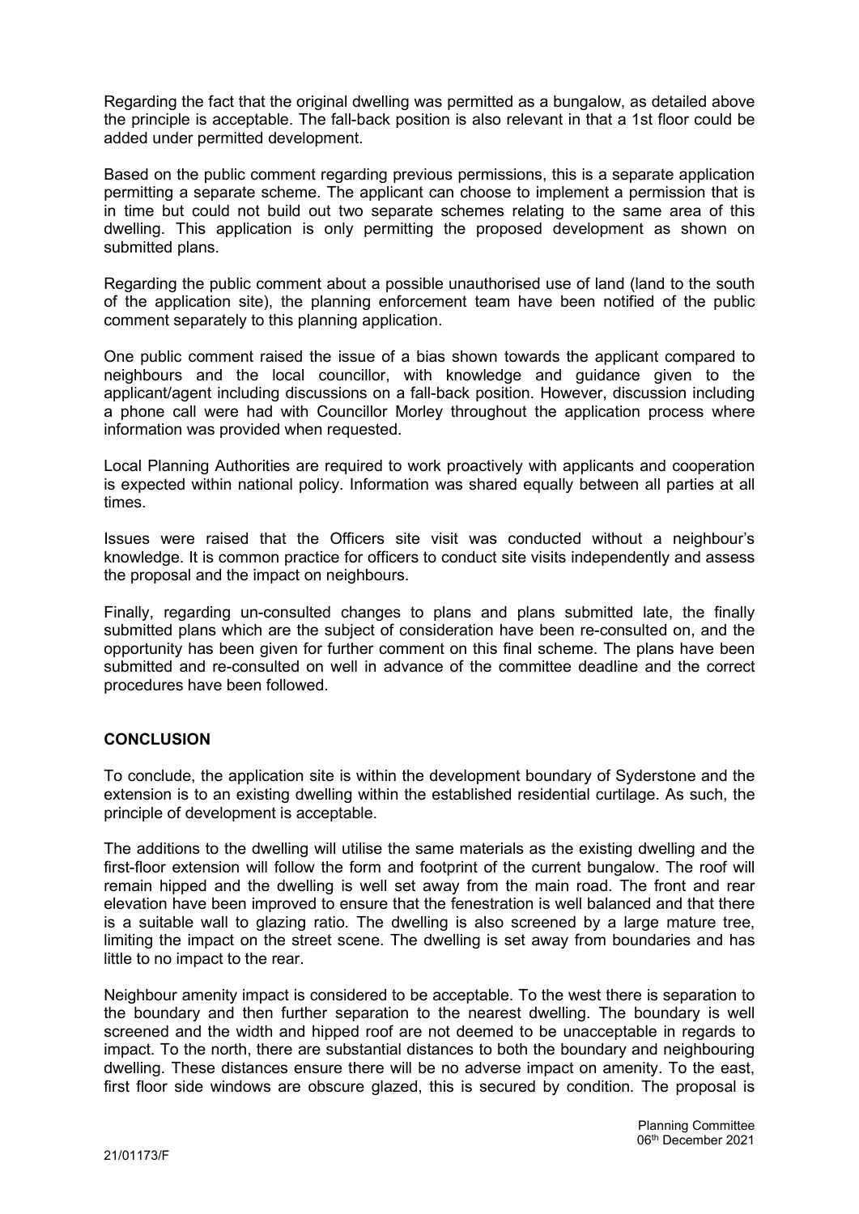Regarding the fact that the original dwelling was permitted as a bungalow, as detailed above the principle is acceptable. The fall-back position is also relevant in that a 1st floor could be added under permitted development.

Based on the public comment regarding previous permissions, this is a separate application permitting a separate scheme. The applicant can choose to implement a permission that is in time but could not build out two separate schemes relating to the same area of this dwelling. This application is only permitting the proposed development as shown on submitted plans.

Regarding the public comment about a possible unauthorised use of land (land to the south of the application site), the planning enforcement team have been notified of the public comment separately to this planning application.

One public comment raised the issue of a bias shown towards the applicant compared to neighbours and the local councillor, with knowledge and guidance given to the applicant/agent including discussions on a fall-back position. However, discussion including a phone call were had with Councillor Morley throughout the application process where information was provided when requested.

Local Planning Authorities are required to work proactively with applicants and cooperation is expected within national policy. Information was shared equally between all parties at all times.

Issues were raised that the Officers site visit was conducted without a neighbour's knowledge. It is common practice for officers to conduct site visits independently and assess the proposal and the impact on neighbours.

Finally, regarding un-consulted changes to plans and plans submitted late, the finally submitted plans which are the subject of consideration have been re-consulted on, and the opportunity has been given for further comment on this final scheme. The plans have been submitted and re-consulted on well in advance of the committee deadline and the correct procedures have been followed.

## CONCLUSION

To conclude, the application site is within the development boundary of Syderstone and the extension is to an existing dwelling within the established residential curtilage. As such, the principle of development is acceptable.

The additions to the dwelling will utilise the same materials as the existing dwelling and the first-floor extension will follow the form and footprint of the current bungalow. The roof will remain hipped and the dwelling is well set away from the main road. The front and rear elevation have been improved to ensure that the fenestration is well balanced and that there is a suitable wall to glazing ratio. The dwelling is also screened by a large mature tree, limiting the impact on the street scene. The dwelling is set away from boundaries and has little to no impact to the rear.

Neighbour amenity impact is considered to be acceptable. To the west there is separation to the boundary and then further separation to the nearest dwelling. The boundary is well screened and the width and hipped roof are not deemed to be unacceptable in regards to impact. To the north, there are substantial distances to both the boundary and neighbouring dwelling. These distances ensure there will be no adverse impact on amenity. To the east, first floor side windows are obscure glazed, this is secured by condition. The proposal is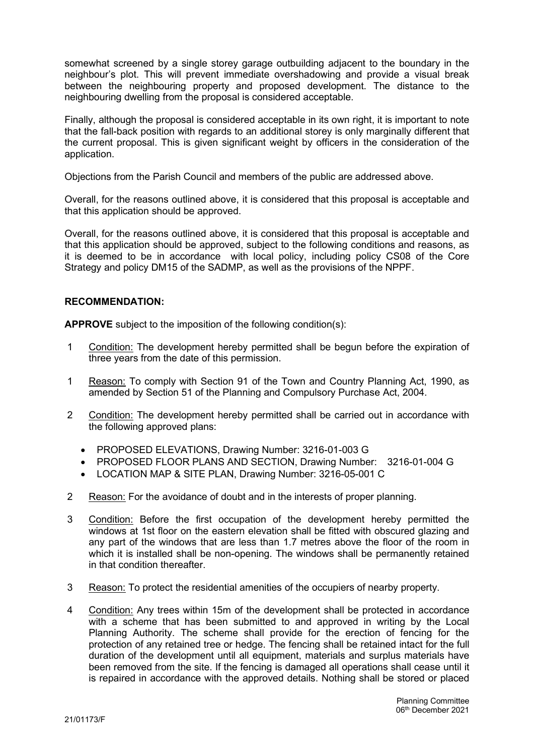somewhat screened by a single storey garage outbuilding adjacent to the boundary in the neighbour's plot. This will prevent immediate overshadowing and provide a visual break between the neighbouring property and proposed development. The distance to the neighbouring dwelling from the proposal is considered acceptable.

Finally, although the proposal is considered acceptable in its own right, it is important to note that the fall-back position with regards to an additional storey is only marginally different that the current proposal. This is given significant weight by officers in the consideration of the application.

Objections from the Parish Council and members of the public are addressed above.

Overall, for the reasons outlined above, it is considered that this proposal is acceptable and that this application should be approved.

Overall, for the reasons outlined above, it is considered that this proposal is acceptable and that this application should be approved, subject to the following conditions and reasons, as it is deemed to be in accordance with local policy, including policy CS08 of the Core Strategy and policy DM15 of the SADMP, as well as the provisions of the NPPF.

**RECOMMENDATION:**

**APPROVE** subject to the imposition of the following condition(s):

1 Condition: The development hereby permitted shall be begun before the expiration of three years from the date of this permission.

1 Reason: To comply with Section 91 of the Town and Country Planning Act, 1990, as amended by Section 51 of the Planning and Compulsory Purchase Act, 2004.

2 Condition: The development hereby permitted shall be carried out in accordance with the following approved plans:

- PROPOSED ELEVATIONS, Drawing Number: 3216-01-003 G
- PROPOSED FLOOR PLANS AND SECTION, Drawing Number: 3216-01-004 G
- LOCATION MAP & SITE PLAN, Drawing Number: 3216-05-001 C

2 Reason: For the avoidance of doubt and in the interests of proper planning.

3 Condition: Before the first occupation of the development hereby permitted the windows at 1st floor on the eastern elevation shall be fitted with obscured glazing and any part of the windows that are less than 1.7 metres above the floor of the room in which it is installed shall be non-opening. The windows shall be permanently retained in that condition thereafter.

3 Reason: To protect the residential amenities of the occupiers of nearby property.

4 Condition: Any trees within 15m of the development shall be protected in accordance with a scheme that has been submitted to and approved in writing by the Local Planning Authority. The scheme shall provide for the erection of fencing for the protection of any retained tree or hedge. The fencing shall be retained intact for the full duration of the development until all equipment, materials and surplus materials have been removed from the site. If the fencing is damaged all operations shall cease until it is repaired in accordance with the approved details. Nothing shall be stored or placed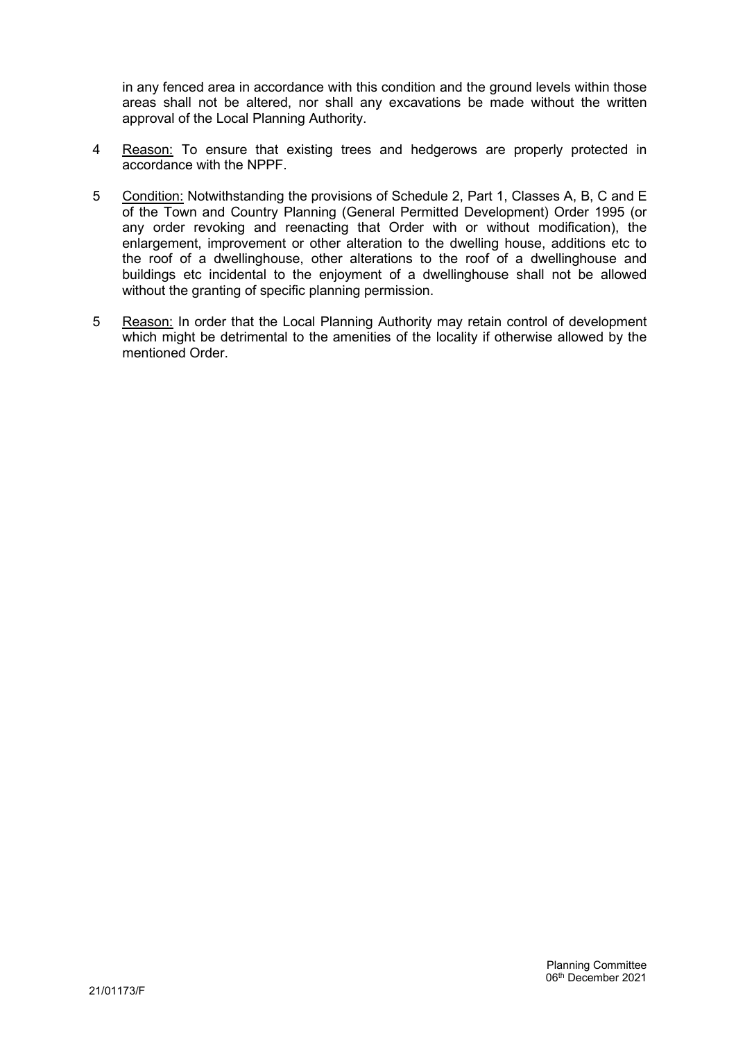in any fenced area in accordance with this condition and the ground levels within those areas shall not be altered, nor shall any excavations be made without the written approval of the Local Planning Authority.

4 Reason: To ensure that existing trees and hedgerows are properly protected in accordance with the NPPF.

5 Condition: Notwithstanding the provisions of Schedule 2, Part 1, Classes A, B, C and E of the Town and Country Planning (General Permitted Development) Order 1995 (or any order revoking and reenacting that Order with or without modification), the enlargement, improvement or other alteration to the dwelling house, additions etc to the roof of a dwellinghouse, other alterations to the roof of a dwellinghouse and buildings etc incidental to the enjoyment of a dwellinghouse shall not be allowed without the granting of specific planning permission.

5 Reason: In order that the Local Planning Authority may retain control of development which might be detrimental to the amenities of the locality if otherwise allowed by the mentioned Order.